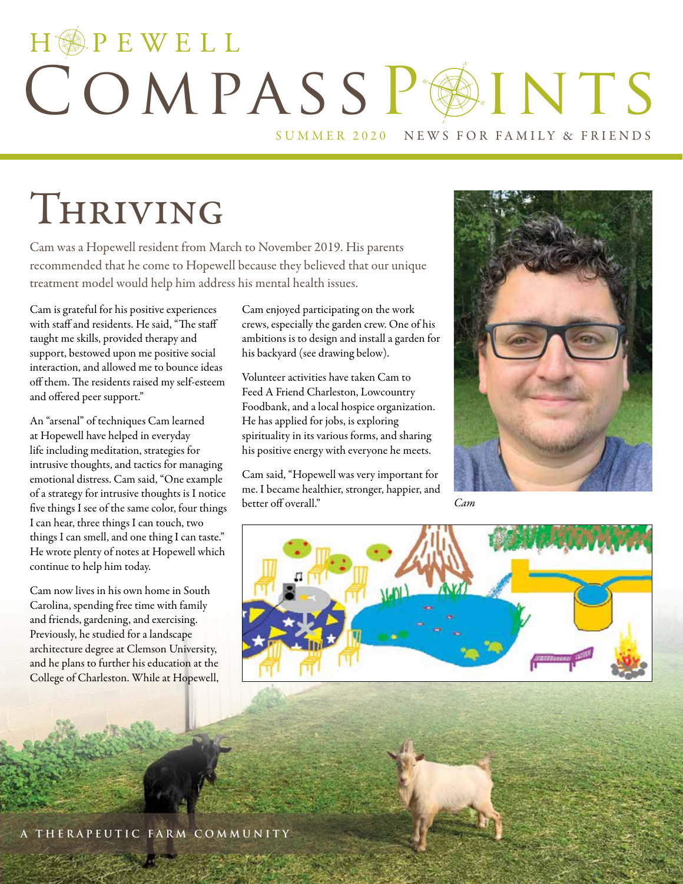# HOPEWELL COMPASS POINTS

SUMMER 2020 NEWS FOR FAMILY & FRIENDS

## Thriving

Cam was a Hopewell resident from March to November 2019. His parents recommended that he come to Hopewell because they believed that our unique treatment model would help him address his mental health issues.

Cam is grateful for his positive experiences with staff and residents. He said, "The staff taught me skills, provided therapy and support, bestowed upon me positive social interaction, and allowed me to bounce ideas off them. The residents raised my self-esteem and offered peer support."

An "arsenal" of techniques Cam learned at Hopewell have helped in everyday life including meditation, strategies for intrusive thoughts, and tactics for managing emotional distress. Cam said, "One example of a strategy for intrusive thoughts is I notice five things I see of the same color, four things I can hear, three things I can touch, two things I can smell, and one thing I can taste." He wrote plenty of notes at Hopewell which continue to help him today.

Cam now lives in his own home in South Carolina, spending free time with family and friends, gardening, and exercising. Previously, he studied for a landscape architecture degree at Clemson University, and he plans to further his education at the College of Charleston. While at Hopewell, Cam enjoyed participating on the work crews, especially the garden crew. One of his ambitions is to design and install a garden for his backyard (see drawing below).

Volunteer activities have taken Cam to Feed A Friend Charleston, Lowcountry Foodbank, and a local hospice organization. He has applied for jobs, is exploring spirituality in its various forms, and sharing his positive energy with everyone he meets.

Cam said, "Hopewell was very important for me. I became healthier, stronger, happier, and better off overall."

*Cam*

A THERAPEUTIC FARM COMMUNITY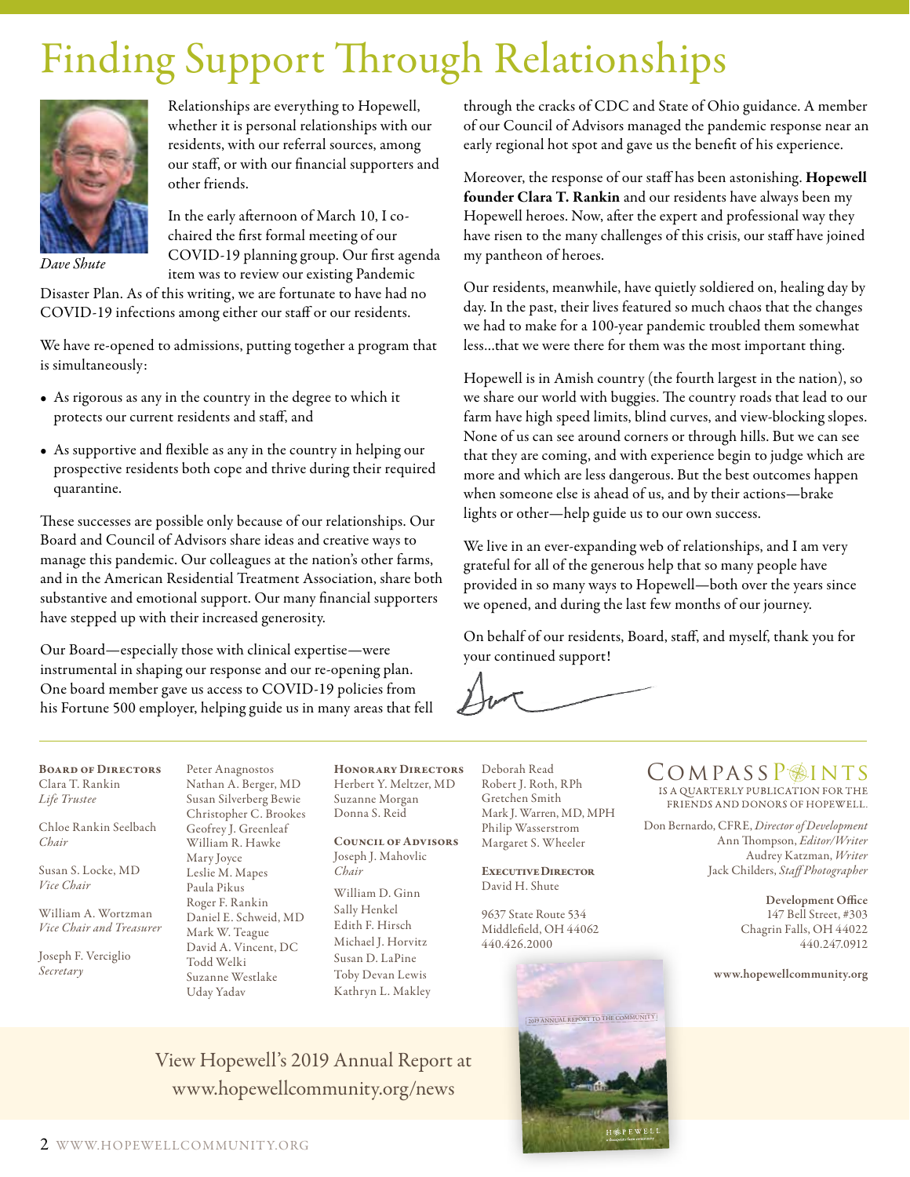# Finding Support Through Relationships

*Dave Shute*

Relationships are everything to Hopewell, whether it is personal relationships with our residents, with our referral sources, among our staff, or with our financial supporters and other friends.

In the early afternoon of March 10, I co-chaired the first formal meeting of our COVID-19 planning group. Our first agenda item was to review our existing Pandemic Disaster Plan. As of this writing, we are fortunate to have had no COVID-19 infections among either our staff or our residents.

We have re-opened to admissions, putting together a program that is simultaneously:

- As rigorous as any in the country in the degree to which it protects our current residents and staff, and
- As supportive and flexible as any in the country in helping our prospective residents both cope and thrive during their required quarantine.

These successes are possible only because of our relationships. Our Board and Council of Advisors share ideas and creative ways to manage this pandemic. Our colleagues at the nation's other farms, and in the American Residential Treatment Association, share both substantive and emotional support. Our many financial supporters have stepped up with their increased generosity.

Our Board—especially those with clinical expertise—were instrumental in shaping our response and our re-opening plan. One board member gave us access to COVID-19 policies from his Fortune 500 employer, helping guide us in many areas that fell through the cracks of CDC and State of Ohio guidance. A member of our Council of Advisors managed the pandemic response near an early regional hot spot and gave us the benefit of his experience.

Moreover, the response of our staff has been astonishing. **Hopewell founder Clara T. Rankin** and our residents have always been my Hopewell heroes. Now, after the expert and professional way they have risen to the many challenges of this crisis, our staff have joined my pantheon of heroes.

Our residents, meanwhile, have quietly soldiered on, healing day by day. In the past, their lives featured so much chaos that the changes we had to make for a 100-year pandemic troubled them somewhat less...that we were there for them was the most important thing.

Hopewell is in Amish country (the fourth largest in the nation), so we share our world with buggies. The country roads that lead to our farm have high speed limits, blind curves, and view-blocking slopes. None of us can see around corners or through hills. But we can see that they are coming, and with experience begin to judge which are more and which are less dangerous. But the best outcomes happen when someone else is ahead of us, and by their actions—brake lights or other—help guide us to our own success.

We live in an ever-expanding web of relationships, and I am very grateful for all of the generous help that so many people have provided in so many ways to Hopewell—both over the years since we opened, and during the last few months of our journey.

On behalf of our residents, Board, staff, and myself, thank you for your continued support!

---

**Board of Directors**
Clara T. Rankin
*Life Trustee*

Chloe Rankin Seelbach
*Chair*

Susan S. Locke, MD
*Vice Chair*

William A. Wortzman
*Vice Chair and Treasurer*

Joseph F. Verciglio
*Secretary*

Peter Anagnostos
Nathan A. Berger, MD
Susan Silverberg Bewie
Christopher C. Brookes
Geoffrey J. Greenleaf
William R. Hawke
Mary Joyce
Leslie M. Mapes
Paula Pikus
Roger F. Rankin
Daniel E. Schweid, MD
Mark W. Teague
David A. Vincent, DC
Todd Welki
Suzanne Westlake
Uday Yadav

**Honorary Directors**
Herbert Y. Meltzer, MD
Suzanne Morgan
Donna S. Reid

**Council of Advisors**
Joseph J. Mahovlic
*Chair*

William D. Ginn
Sally Henkel
Edith F. Hirsch
Michael J. Horvitz
Susan D. LaPine
Toby Devan Lewis
Kathryn L. Makley
Deborah Read
Robert J. Roth, RPh
Gretchen Smith
Mark J. Warren, MD, MPH
Philip Wasserstrom
Margaret S. Wheeler

**Executive Director**
David H. Shute

9637 State Route 534
Middlefield, OH 44062
440.426.2000

**CompassPoints** is a quarterly publication for the friends and donors of Hopewell.

Don Bernardo, CFRE, *Director of Development*
Ann Thompson, *Editor/Writer*
Audrey Katzman, *Writer*
Jack Childers, *Staff Photographer*

**Development Office**
147 Bell Street, #303
Chagrin Falls, OH 44022
440.247.0912

www.hopewellcommunity.org

View Hopewell's 2019 Annual Report at www.hopewellcommunity.org/news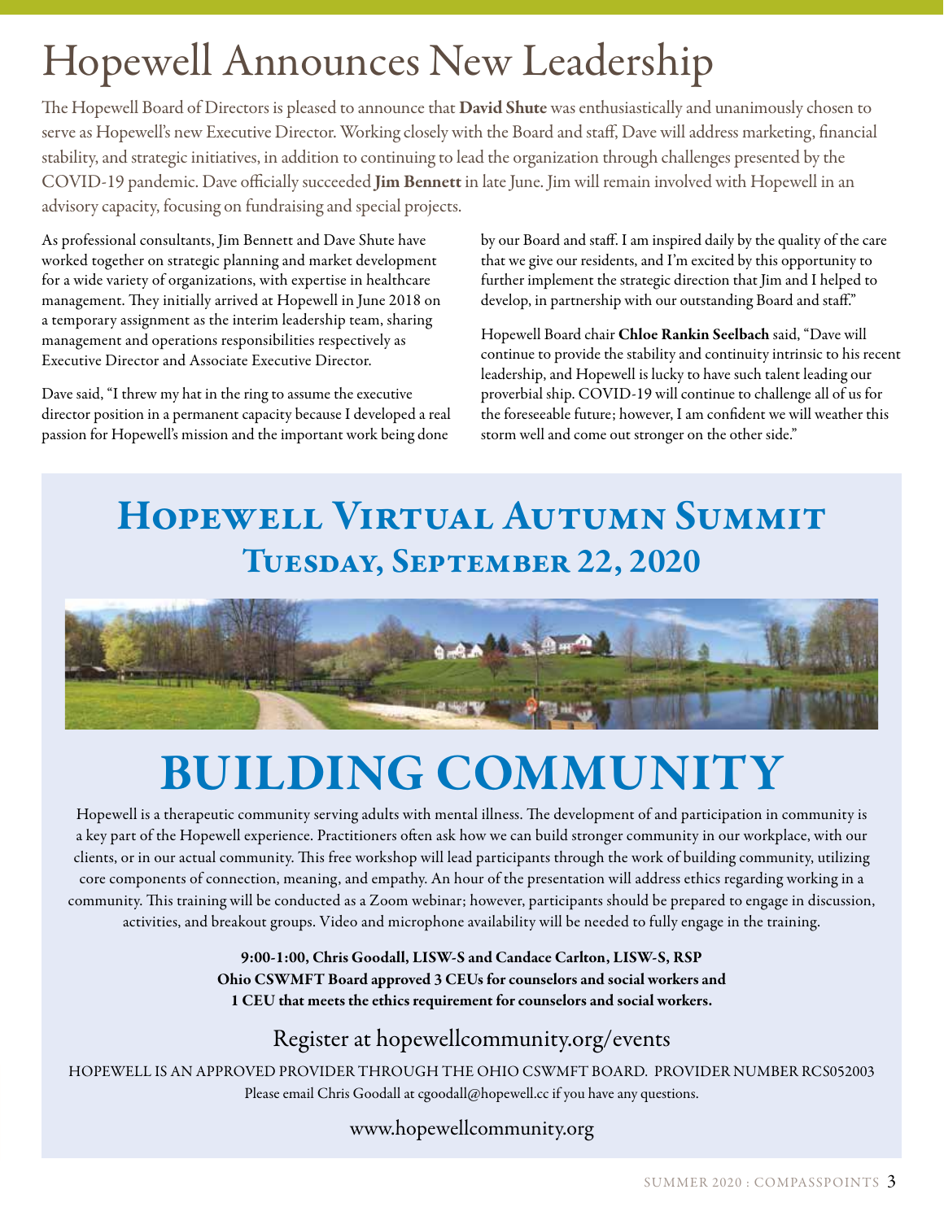# Hopewell Announces New Leadership

The Hopewell Board of Directors is pleased to announce that **David Shute** was enthusiastically and unanimously chosen to serve as Hopewell's new Executive Director. Working closely with the Board and staff, Dave will address marketing, financial stability, and strategic initiatives, in addition to continuing to lead the organization through challenges presented by the COVID-19 pandemic. Dave officially succeeded **Jim Bennett** in late June. Jim will remain involved with Hopewell in an advisory capacity, focusing on fundraising and special projects.

As professional consultants, Jim Bennett and Dave Shute have worked together on strategic planning and market development for a wide variety of organizations, with expertise in healthcare management. They initially arrived at Hopewell in June 2018 on a temporary assignment as the interim leadership team, sharing management and operations responsibilities respectively as Executive Director and Associate Executive Director.

Dave said, "I threw my hat in the ring to assume the executive director position in a permanent capacity because I developed a real passion for Hopewell's mission and the important work being done by our Board and staff. I am inspired daily by the quality of the care that we give our residents, and I'm excited by this opportunity to further implement the strategic direction that Jim and I helped to develop, in partnership with our outstanding Board and staff."

Hopewell Board chair **Chloe Rankin Seelbach** said, "Dave will continue to provide the stability and continuity intrinsic to his recent leadership, and Hopewell is lucky to have such talent leading our proverbial ship. COVID-19 will continue to challenge all of us for the foreseeable future; however, I am confident we will weather this storm well and come out stronger on the other side."

## Hopewell Virtual Autumn Summit
### Tuesday, September 22, 2020

# BUILDING COMMUNITY

Hopewell is a therapeutic community serving adults with mental illness. The development of and participation in community is a key part of the Hopewell experience. Practitioners often ask how we can build stronger community in our workplace, with our clients, or in our actual community. This free workshop will lead participants through the work of building community, utilizing core components of connection, meaning, and empathy. An hour of the presentation will address ethics regarding working in a community. This training will be conducted as a Zoom webinar; however, participants should be prepared to engage in discussion, activities, and breakout groups. Video and microphone availability will be needed to fully engage in the training.

**9:00-1:00, Chris Goodall, LISW-S and Candace Carlton, LISW-S, RSP**
**Ohio CSWMFT Board approved 3 CEUs for counselors and social workers and 1 CEU that meets the ethics requirement for counselors and social workers.**

Register at hopewellcommunity.org/events

HOPEWELL IS AN APPROVED PROVIDER THROUGH THE OHIO CSWMFT BOARD. PROVIDER NUMBER RCS052003

Please email Chris Goodall at cgoodall@hopewell.cc if you have any questions.

www.hopewellcommunity.org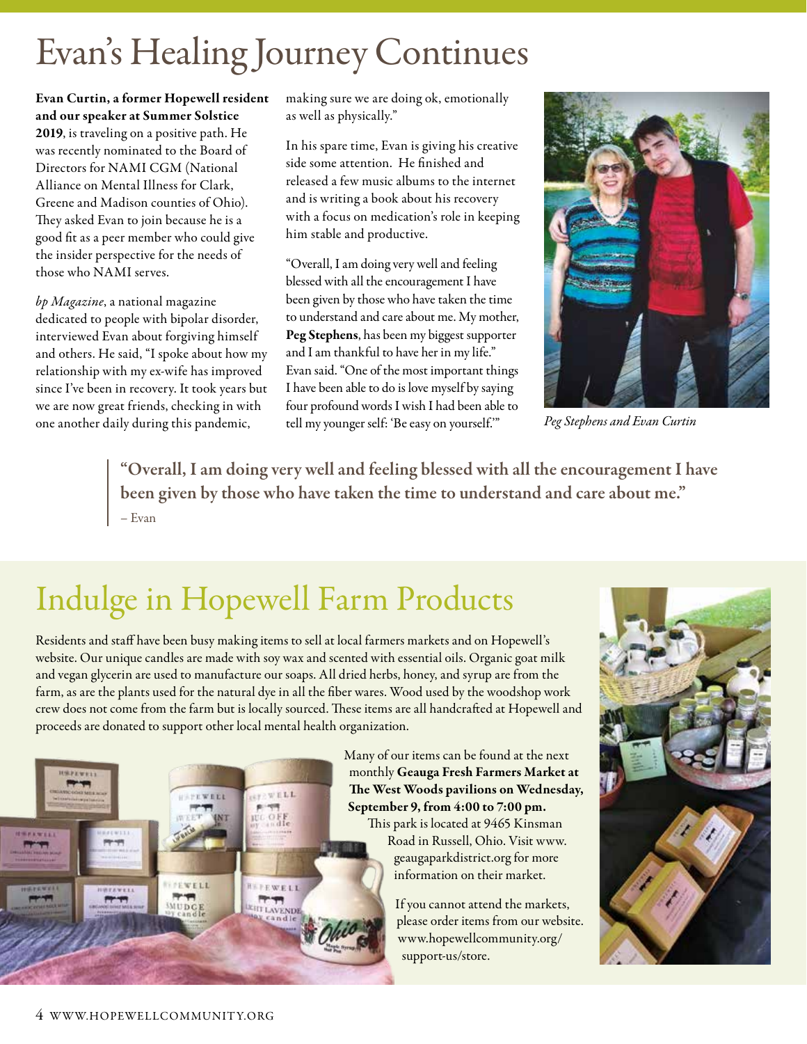# Evan's Healing Journey Continues

**Evan Curtin, a former Hopewell resident and our speaker at Summer Solstice 2019**, is traveling on a positive path. He was recently nominated to the Board of Directors for NAMI CGM (National Alliance on Mental Illness for Clark, Greene and Madison counties of Ohio). They asked Evan to join because he is a good fit as a peer member who could give the insider perspective for the needs of those who NAMI serves.

*bp Magazine*, a national magazine dedicated to people with bipolar disorder, interviewed Evan about forgiving himself and others. He said, "I spoke about how my relationship with my ex-wife has improved since I've been in recovery. It took years but we are now great friends, checking in with one another daily during this pandemic, making sure we are doing ok, emotionally as well as physically."

In his spare time, Evan is giving his creative side some attention. He finished and released a few music albums to the internet and is writing a book about his recovery with a focus on medication's role in keeping him stable and productive.

"Overall, I am doing very well and feeling blessed with all the encouragement I have been given by those who have taken the time to understand and care about me. My mother, **Peg Stephens**, has been my biggest supporter and I am thankful to have her in my life." Evan said. "One of the most important things I have been able to do is love myself by saying four profound words I wish I had been able to tell my younger self: 'Be easy on yourself.'"

*Peg Stephens and Evan Curtin*

> **"Overall, I am doing very well and feeling blessed with all the encouragement I have been given by those who have taken the time to understand and care about me."**
>
> – Evan

# Indulge in Hopewell Farm Products

Residents and staff have been busy making items to sell at local farmers markets and on Hopewell's website. Our unique candles are made with soy wax and scented with essential oils. Organic goat milk and vegan glycerin are used to manufacture our soaps. All dried herbs, honey, and syrup are from the farm, as are the plants used for the natural dye in all the fiber wares. Wood used by the woodshop work crew does not come from the farm but is locally sourced. These items are all handcrafted at Hopewell and proceeds are donated to support other local mental health organization.

Many of our items can be found at the next monthly **Geauga Fresh Farmers Market at The West Woods pavilions on Wednesday, September 9, from 4:00 to 7:00 pm.** This park is located at 9465 Kinsman Road in Russell, Ohio. Visit www.geaugaparkdistrict.org for more information on their market.

If you cannot attend the markets, please order items from our website. www.hopewellcommunity.org/support-us/store.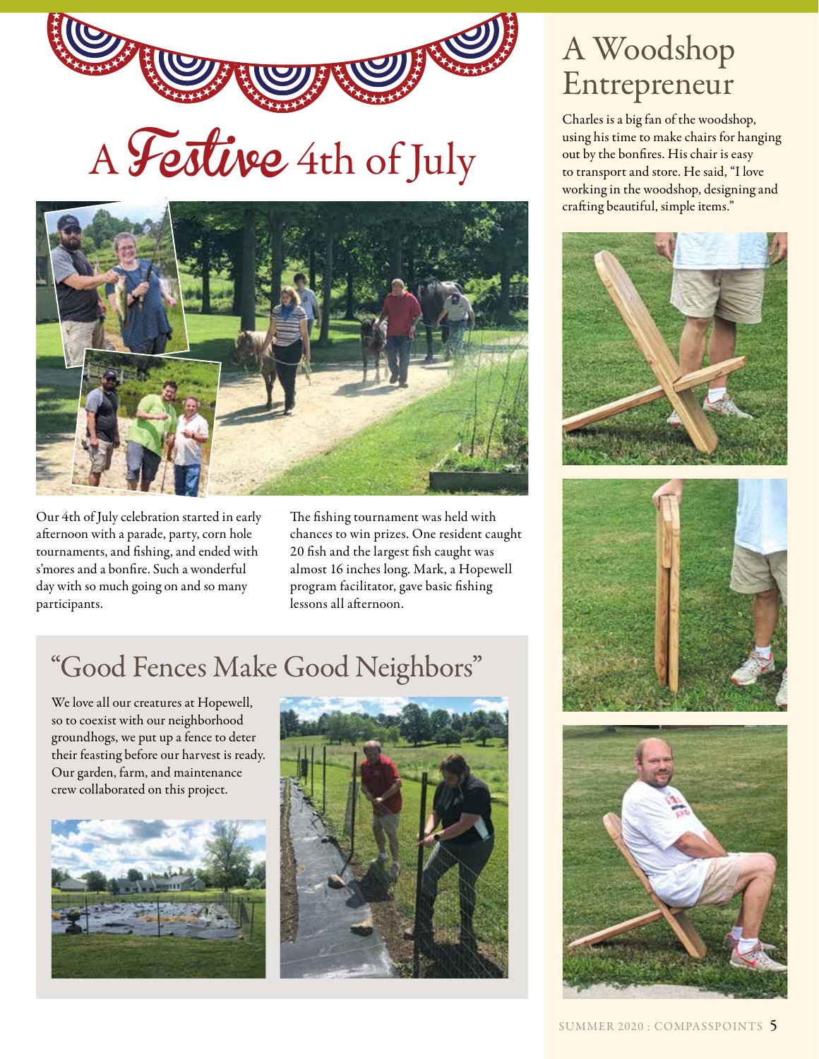# A *Festive* 4th of July

Our 4th of July celebration started in early afternoon with a parade, party, corn hole tournaments, and fishing, and ended with s'mores and a bonfire. Such a wonderful day with so much going on and so many participants.

The fishing tournament was held with chances to win prizes. One resident caught 20 fish and the largest fish caught was almost 16 inches long. Mark, a Hopewell program facilitator, gave basic fishing lessons all afternoon.

## "Good Fences Make Good Neighbors"

We love all our creatures at Hopewell, so to coexist with our neighborhood groundhogs, we put up a fence to deter their feasting before our harvest is ready. Our garden, farm, and maintenance crew collaborated on this project.

## A Woodshop Entrepreneur

Charles is a big fan of the woodshop, using his time to make chairs for hanging out by the bonfires. His chair is easy to transport and store. He said, "I love working in the woodshop, designing and crafting beautiful, simple items."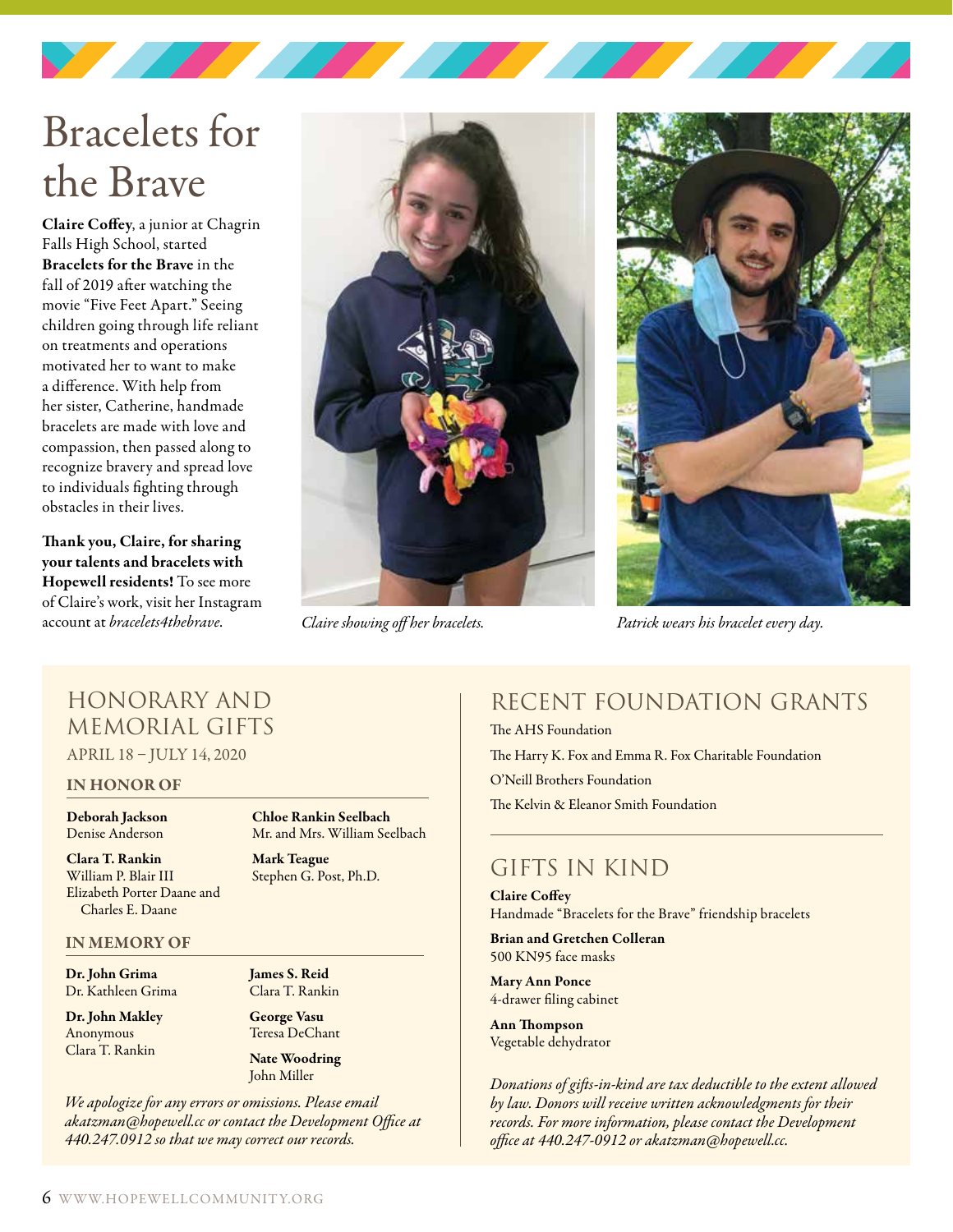# Bracelets for the Brave

**Claire Coffey**, a junior at Chagrin Falls High School, started **Bracelets for the Brave** in the fall of 2019 after watching the movie "Five Feet Apart." Seeing children going through life reliant on treatments and operations motivated her to want to make a difference. With help from her sister, Catherine, handmade bracelets are made with love and compassion, then passed along to recognize bravery and spread love to individuals fighting through obstacles in their lives.

**Thank you, Claire, for sharing your talents and bracelets with Hopewell residents!** To see more of Claire's work, visit her Instagram account at *bracelets4thebrave*.

*Claire showing off her bracelets.*

*Patrick wears his bracelet every day.*

## HONORARY AND MEMORIAL GIFTS

APRIL 18 – JULY 14, 2020

### IN HONOR OF

**Deborah Jackson**
Denise Anderson

**Clara T. Rankin**
William P. Blair III
Elizabeth Porter Daane and Charles E. Daane

**Chloe Rankin Seelbach**
Mr. and Mrs. William Seelbach

**Mark Teague**
Stephen G. Post, Ph.D.

### IN MEMORY OF

**Dr. John Grima**
Dr. Kathleen Grima

**Dr. John Makley**
Anonymous
Clara T. Rankin

**James S. Reid**
Clara T. Rankin

**George Vasu**
Teresa DeChant

**Nate Woodring**
John Miller

*We apologize for any errors or omissions. Please email akatzman@hopewell.cc or contact the Development Office at 440.247.0912 so that we may correct our records.*

## RECENT FOUNDATION GRANTS

The AHS Foundation

The Harry K. Fox and Emma R. Fox Charitable Foundation

O'Neill Brothers Foundation

The Kelvin & Eleanor Smith Foundation

## GIFTS IN KIND

**Claire Coffey**
Handmade "Bracelets for the Brave" friendship bracelets

**Brian and Gretchen Colleran**
500 KN95 face masks

**Mary Ann Ponce**
4-drawer filing cabinet

**Ann Thompson**
Vegetable dehydrator

*Donations of gifts-in-kind are tax deductible to the extent allowed by law. Donors will receive written acknowledgments for their records. For more information, please contact the Development office at 440.247-0912 or akatzman@hopewell.cc.*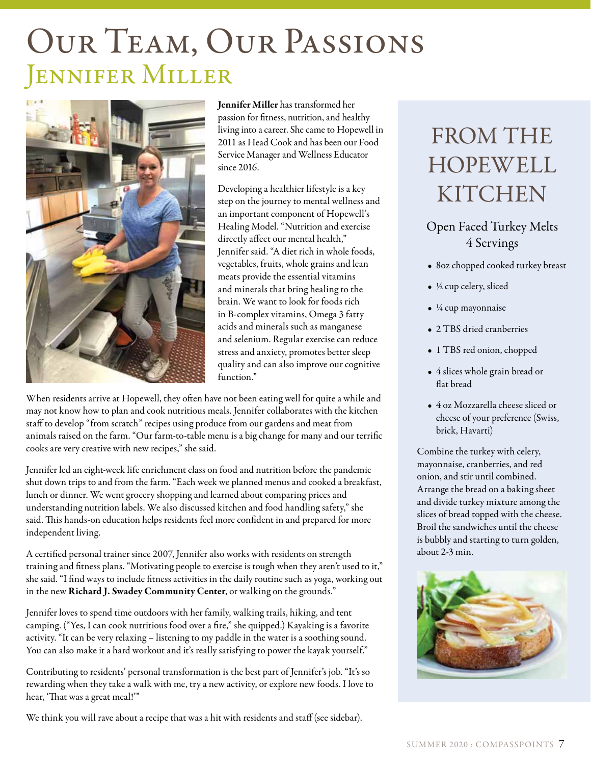# Our Team, Our Passions

## Jennifer Miller

**Jennifer Miller** has transformed her passion for fitness, nutrition, and healthy living into a career. She came to Hopewell in 2011 as Head Cook and has been our Food Service Manager and Wellness Educator since 2016.

Developing a healthier lifestyle is a key step on the journey to mental wellness and an important component of Hopewell's Healing Model. "Nutrition and exercise directly affect our mental health," Jennifer said. "A diet rich in whole foods, vegetables, fruits, whole grains and lean meats provide the essential vitamins and minerals that bring healing to the brain. We want to look for foods rich in B-complex vitamins, Omega 3 fatty acids and minerals such as manganese and selenium. Regular exercise can reduce stress and anxiety, promotes better sleep quality and can also improve our cognitive function."

When residents arrive at Hopewell, they often have not been eating well for quite a while and may not know how to plan and cook nutritious meals. Jennifer collaborates with the kitchen staff to develop "from scratch" recipes using produce from our gardens and meat from animals raised on the farm. "Our farm-to-table menu is a big change for many and our terrific cooks are very creative with new recipes," she said.

Jennifer led an eight-week life enrichment class on food and nutrition before the pandemic shut down trips to and from the farm. "Each week we planned menus and cooked a breakfast, lunch or dinner. We went grocery shopping and learned about comparing prices and understanding nutrition labels. We also discussed kitchen and food handling safety," she said. This hands-on education helps residents feel more confident in and prepared for more independent living.

A certified personal trainer since 2007, Jennifer also works with residents on strength training and fitness plans. "Motivating people to exercise is tough when they aren't used to it," she said. "I find ways to include fitness activities in the daily routine such as yoga, working out in the new **Richard J. Swadey Community Center**, or walking on the grounds."

Jennifer loves to spend time outdoors with her family, walking trails, hiking, and tent camping. ("Yes, I can cook nutritious food over a fire," she quipped.) Kayaking is a favorite activity. "It can be very relaxing – listening to my paddle in the water is a soothing sound. You can also make it a hard workout and it's really satisfying to power the kayak yourself."

Contributing to residents' personal transformation is the best part of Jennifer's job. "It's so rewarding when they take a walk with me, try a new activity, or explore new foods. I love to hear, 'That was a great meal!'"

We think you will rave about a recipe that was a hit with residents and staff (see sidebar).

## From the Hopewell Kitchen

### Open Faced Turkey Melts
4 Servings

- 8oz chopped cooked turkey breast
- ½ cup celery, sliced
- ¼ cup mayonnaise
- 2 TBS dried cranberries
- 1 TBS red onion, chopped
- 4 slices whole grain bread or flat bread
- 4 oz Mozzarella cheese sliced or cheese of your preference (Swiss, brick, Havarti)

Combine the turkey with celery, mayonnaise, cranberries, and red onion, and stir until combined. Arrange the bread on a baking sheet and divide turkey mixture among the slices of bread topped with the cheese. Broil the sandwiches until the cheese is bubbly and starting to turn golden, about 2-3 min.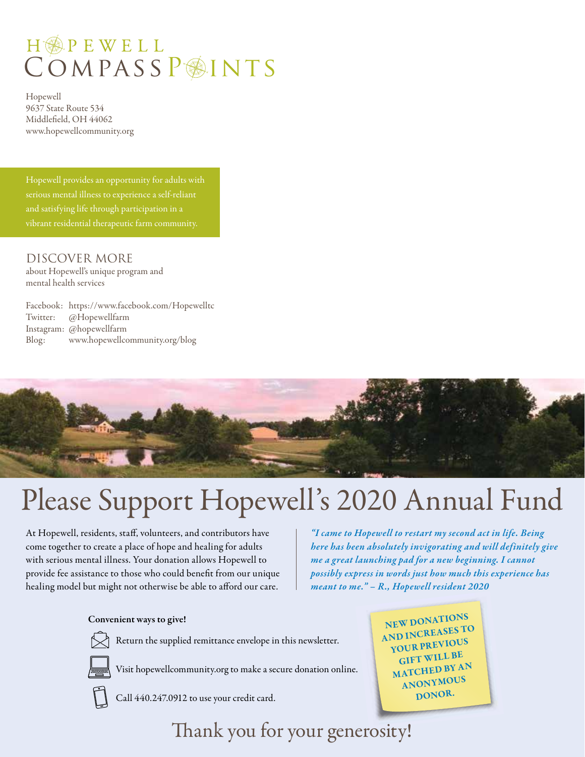# HOPEWELL COMPASSPOINTS

Hopewell
9637 State Route 534
Middlefield, OH 44062
www.hopewellcommunity.org

Hopewell provides an opportunity for adults with serious mental illness to experience a self-reliant and satisfying life through participation in a vibrant residential therapeutic farm community.

## DISCOVER MORE

about Hopewell's unique program and mental health services

Facebook: https://www.facebook.com/Hopewelltc
Twitter: @Hopewellfarm
Instagram: @hopewellfarm
Blog: www.hopewellcommunity.org/blog

# Please Support Hopewell's 2020 Annual Fund

At Hopewell, residents, staff, volunteers, and contributors have come together to create a place of hope and healing for adults with serious mental illness. Your donation allows Hopewell to provide fee assistance to those who could benefit from our unique healing model but might not otherwise be able to afford our care.

***"I came to Hopewell to restart my second act in life. Being here has been absolutely invigorating and will definitely give me a great launching pad for a new beginning. I cannot possibly express in words just how much this experience has meant to me." – R., Hopewell resident 2020***

**Convenient ways to give!**

- Return the supplied remittance envelope in this newsletter.
- Visit hopewellcommunity.org to make a secure donation online.
- Call 440.247.0912 to use your credit card.

**NEW DONATIONS AND INCREASES TO YOUR PREVIOUS GIFT WILL BE MATCHED BY AN ANONYMOUS DONOR.**

Thank you for your generosity!